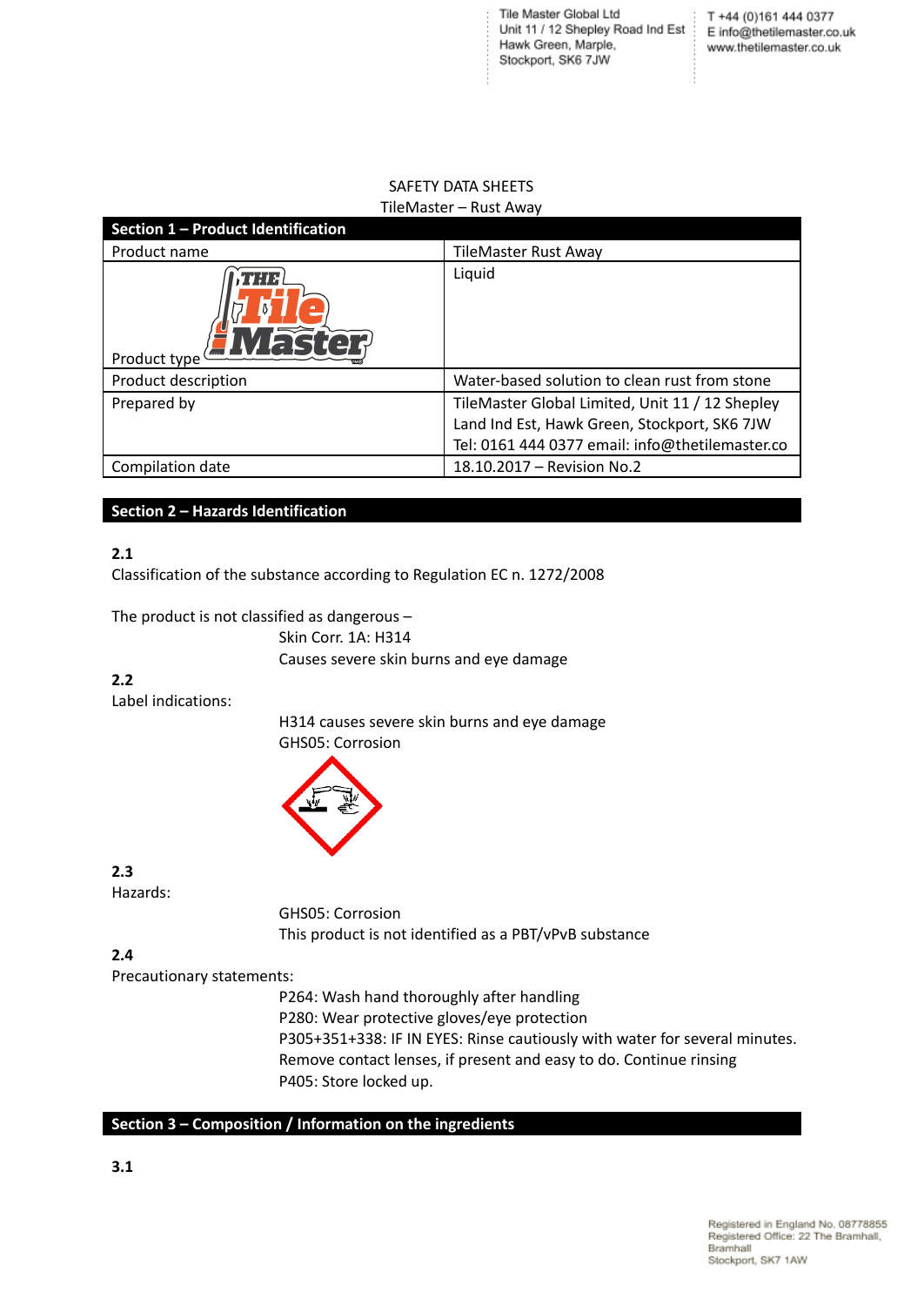Tile Master Global Ltd
Unit 11 / 12 Shepley Road Ind Est
Hawk Green, Marple,
Stockport, SK6 7JW

T +44 (0)161 444 0377
E info@thetilemaster.co.uk
www.thetilemaster.co.uk

SAFETY DATA SHEETS
TileMaster – Rust Away

| Section 1 – Product Identification | |
|---|---|
| Product name | TileMaster Rust Away |
| Product type | Liquid |
| Product description | Water-based solution to clean rust from stone |
| Prepared by | TileMaster Global Limited, Unit 11 / 12 Shepley Land Ind Est, Hawk Green, Stockport, SK6 7JW Tel: 0161 444 0377 email: info@thetilemaster.co |
| Compilation date | 18.10.2017 – Revision No.2 |

## Section 2 – Hazards Identification

**2.1**

Classification of the substance according to Regulation EC n. 1272/2008

The product is not classified as dangerous –
Skin Corr. 1A: H314
Causes severe skin burns and eye damage

**2.2**

Label indications:

H314 causes severe skin burns and eye damage
GHS05: Corrosion

**2.3**

Hazards:

GHS05: Corrosion
This product is not identified as a PBT/vPvB substance

**2.4**

Precautionary statements:

P264: Wash hand thoroughly after handling
P280: Wear protective gloves/eye protection
P305+351+338: IF IN EYES: Rinse cautiously with water for several minutes. Remove contact lenses, if present and easy to do. Continue rinsing
P405: Store locked up.

## Section 3 – Composition / Information on the ingredients

**3.1**

Registered in England No. 08778855
Registered Office: 22 The Bramhall, Bramhall
Stockport, SK7 1AW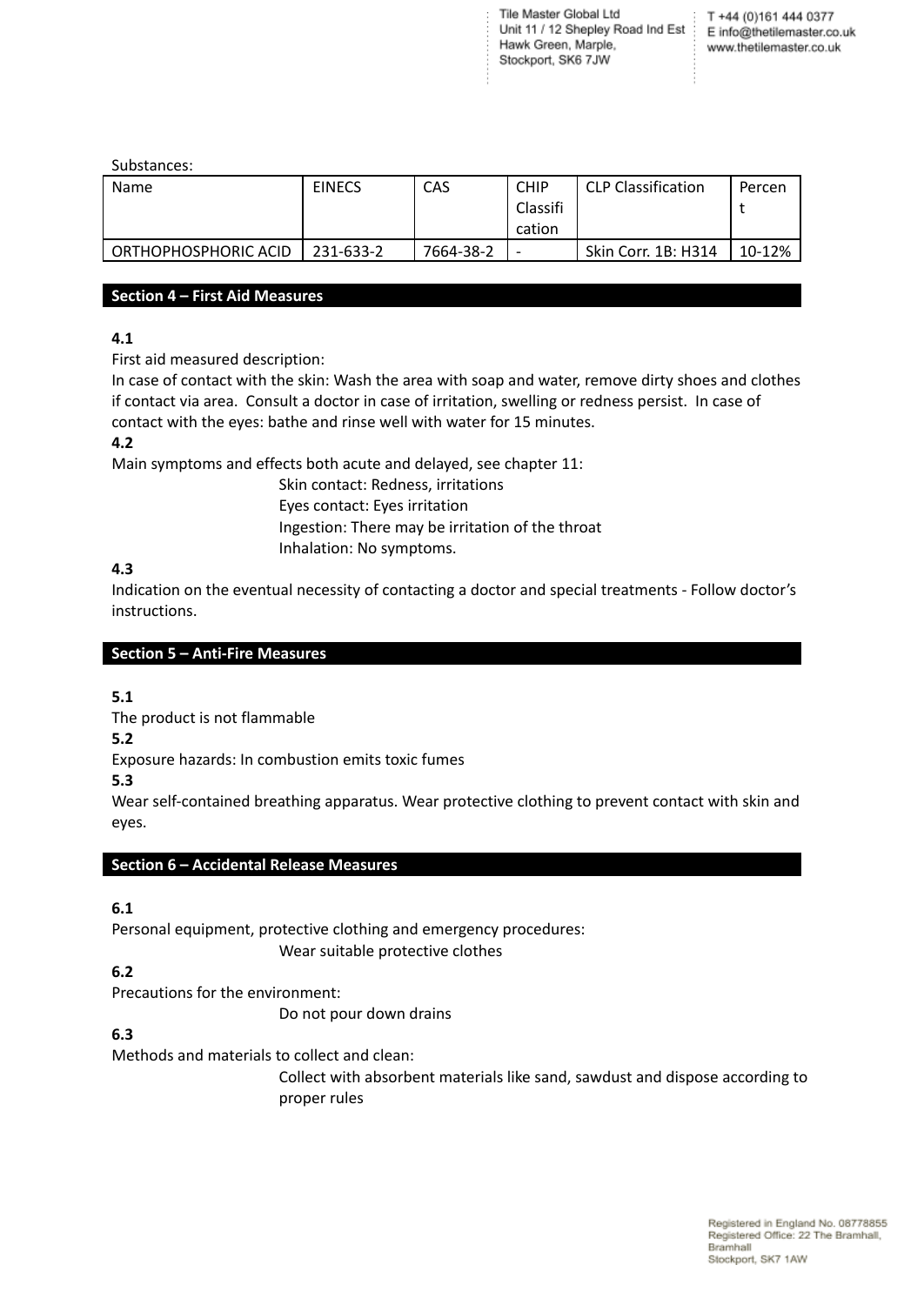Substances:

| Name | EINECS | CAS | CHIP Classification | CLP Classification | Percent |
|---|---|---|---|---|---|
| ORTHOPHOSPHORIC ACID | 231-633-2 | 7664-38-2 | - | Skin Corr. 1B: H314 | 10-12% |

## Section 4 – First Aid Measures

**4.1**

First aid measured description:

In case of contact with the skin: Wash the area with soap and water, remove dirty shoes and clothes if contact via area. Consult a doctor in case of irritation, swelling or redness persist. In case of contact with the eyes: bathe and rinse well with water for 15 minutes.

**4.2**

Main symptoms and effects both acute and delayed, see chapter 11:

Skin contact: Redness, irritations
Eyes contact: Eyes irritation
Ingestion: There may be irritation of the throat
Inhalation: No symptoms.

**4.3**

Indication on the eventual necessity of contacting a doctor and special treatments - Follow doctor's instructions.

## Section 5 – Anti-Fire Measures

**5.1**

The product is not flammable

**5.2**

Exposure hazards: In combustion emits toxic fumes

**5.3**

Wear self-contained breathing apparatus. Wear protective clothing to prevent contact with skin and eyes.

## Section 6 – Accidental Release Measures

**6.1**

Personal equipment, protective clothing and emergency procedures:

Wear suitable protective clothes

**6.2**

Precautions for the environment:

Do not pour down drains

**6.3**

Methods and materials to collect and clean:

Collect with absorbent materials like sand, sawdust and dispose according to proper rules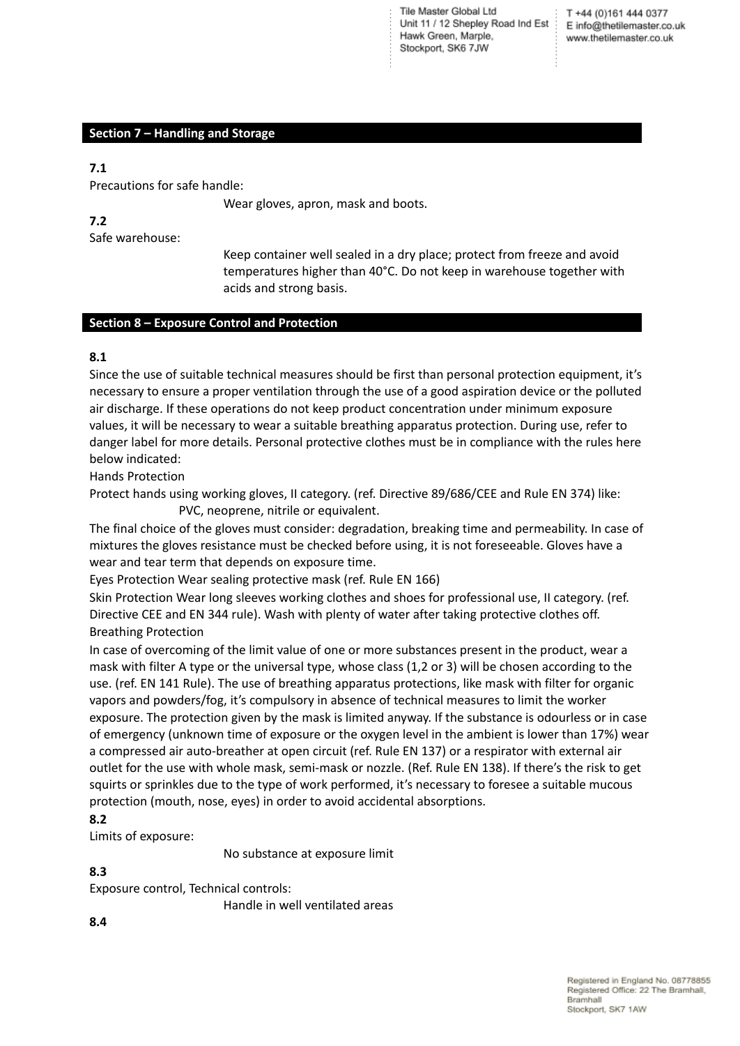## Section 7 – Handling and Storage

**7.1**

Precautions for safe handle:

Wear gloves, apron, mask and boots.

**7.2**

Safe warehouse:

Keep container well sealed in a dry place; protect from freeze and avoid temperatures higher than 40°C. Do not keep in warehouse together with acids and strong basis.

## Section 8 – Exposure Control and Protection

**8.1**

Since the use of suitable technical measures should be first than personal protection equipment, it's necessary to ensure a proper ventilation through the use of a good aspiration device or the polluted air discharge. If these operations do not keep product concentration under minimum exposure values, it will be necessary to wear a suitable breathing apparatus protection. During use, refer to danger label for more details. Personal protective clothes must be in compliance with the rules here below indicated:

Hands Protection

Protect hands using working gloves, II category. (ref. Directive 89/686/CEE and Rule EN 374) like:
PVC, neoprene, nitrile or equivalent.

The final choice of the gloves must consider: degradation, breaking time and permeability. In case of mixtures the gloves resistance must be checked before using, it is not foreseeable. Gloves have a wear and tear term that depends on exposure time.

Eyes Protection Wear sealing protective mask (ref. Rule EN 166)

Skin Protection Wear long sleeves working clothes and shoes for professional use, II category. (ref. Directive CEE and EN 344 rule). Wash with plenty of water after taking protective clothes off.

Breathing Protection

In case of overcoming of the limit value of one or more substances present in the product, wear a mask with filter A type or the universal type, whose class (1,2 or 3) will be chosen according to the use. (ref. EN 141 Rule). The use of breathing apparatus protections, like mask with filter for organic vapors and powders/fog, it's compulsory in absence of technical measures to limit the worker exposure. The protection given by the mask is limited anyway. If the substance is odourless or in case of emergency (unknown time of exposure or the oxygen level in the ambient is lower than 17%) wear a compressed air auto-breather at open circuit (ref. Rule EN 137) or a respirator with external air outlet for the use with whole mask, semi-mask or nozzle. (Ref. Rule EN 138). If there's the risk to get squirts or sprinkles due to the type of work performed, it's necessary to foresee a suitable mucous protection (mouth, nose, eyes) in order to avoid accidental absorptions.

**8.2**

Limits of exposure:

No substance at exposure limit

**8.3**

Exposure control, Technical controls:

Handle in well ventilated areas

**8.4**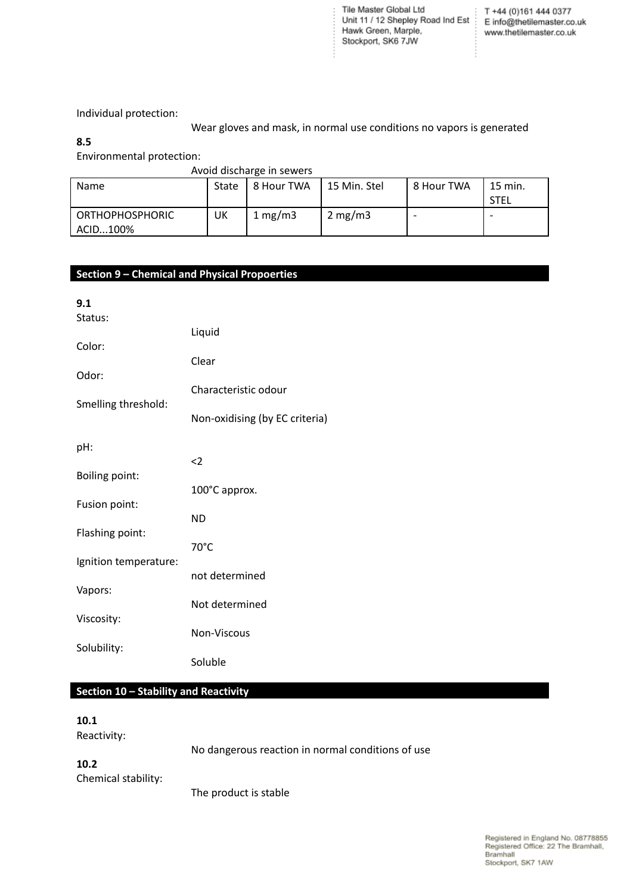Individual protection:

Wear gloves and mask, in normal use conditions no vapors is generated

**8.5**

Environmental protection:

Avoid discharge in sewers

| Name | State | 8 Hour TWA | 15 Min. Stel | 8 Hour TWA | 15 min. STEL |
| --- | --- | --- | --- | --- | --- |
| ORTHOPHOSPHORIC ACID...100% | UK | 1 mg/m3 | 2 mg/m3 | - | - |

## Section 9 – Chemical and Physical Propoerties

**9.1**

Status:
Liquid

Color:
Clear

Odor:
Characteristic odour

Smelling threshold:
Non-oxidising (by EC criteria)

pH:
<2

Boiling point:
100°C approx.

Fusion point:
ND

Flashing point:
70°C

Ignition temperature:
not determined

Vapors:
Not determined

Viscosity:
Non-Viscous

Solubility:
Soluble

## Section 10 – Stability and Reactivity

**10.1**

Reactivity:
No dangerous reaction in normal conditions of use

**10.2**

Chemical stability:
The product is stable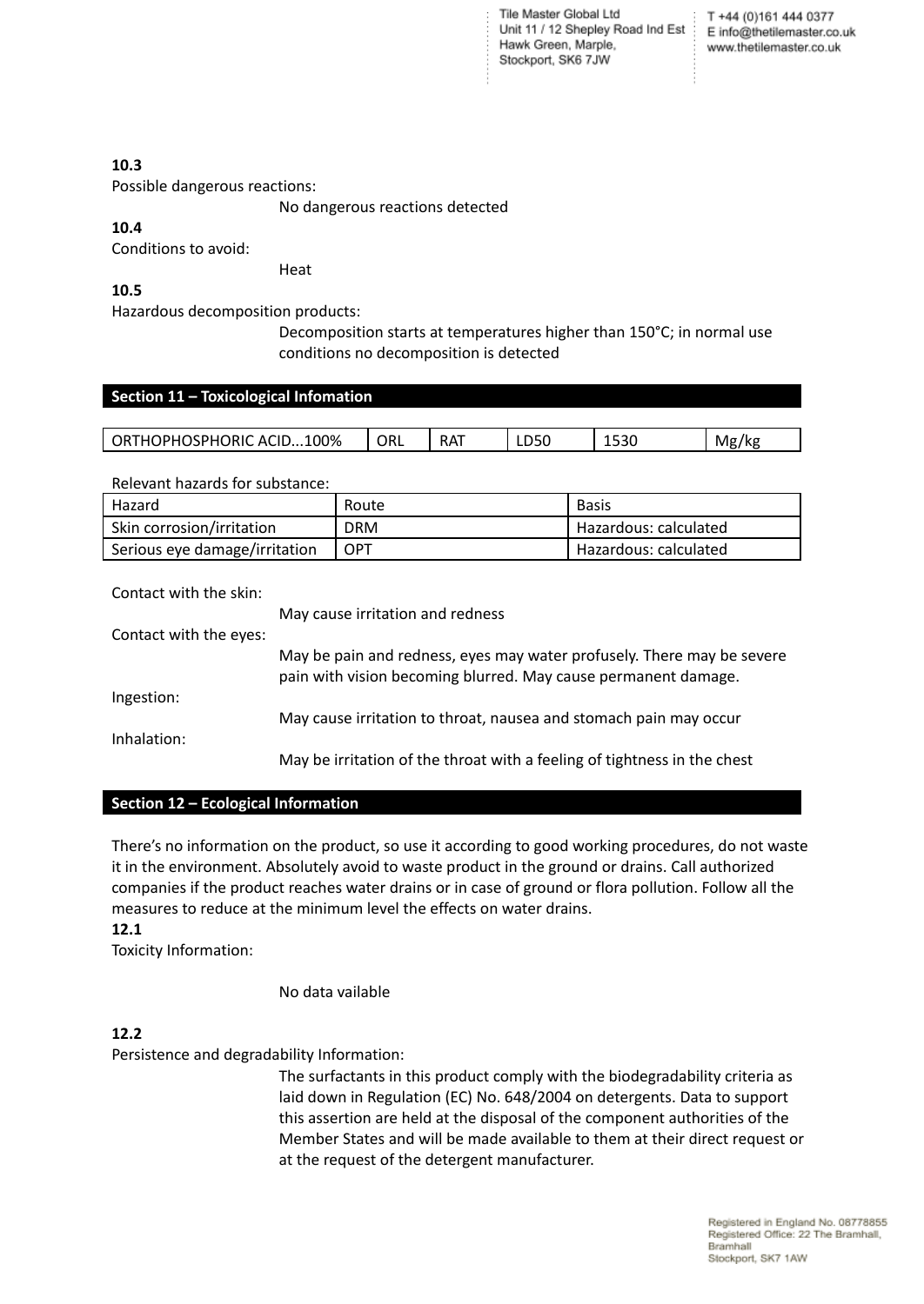**10.3**

Possible dangerous reactions:

No dangerous reactions detected

**10.4**

Conditions to avoid:

Heat

**10.5**

Hazardous decomposition products:

Decomposition starts at temperatures higher than 150°C; in normal use conditions no decomposition is detected

## Section 11 – Toxicological Infomation

| ORTHOPHOSPHORIC ACID...100% | ORL | RAT | LD50 | 1530 | Mg/kg |
|---|---|---|---|---|---|

Relevant hazards for substance:

| Hazard | Route | Basis |
|---|---|---|
| Skin corrosion/irritation | DRM | Hazardous: calculated |
| Serious eye damage/irritation | OPT | Hazardous: calculated |

Contact with the skin:

May cause irritation and redness

Contact with the eyes:

May be pain and redness, eyes may water profusely. There may be severe pain with vision becoming blurred. May cause permanent damage.

Ingestion:

May cause irritation to throat, nausea and stomach pain may occur

Inhalation:

May be irritation of the throat with a feeling of tightness in the chest

## Section 12 – Ecological Information

There's no information on the product, so use it according to good working procedures, do not waste it in the environment. Absolutely avoid to waste product in the ground or drains. Call authorized companies if the product reaches water drains or in case of ground or flora pollution. Follow all the measures to reduce at the minimum level the effects on water drains.

**12.1**

Toxicity Information:

No data vailable

**12.2**

Persistence and degradability Information:

The surfactants in this product comply with the biodegradability criteria as laid down in Regulation (EC) No. 648/2004 on detergents. Data to support this assertion are held at the disposal of the component authorities of the Member States and will be made available to them at their direct request or at the request of the detergent manufacturer.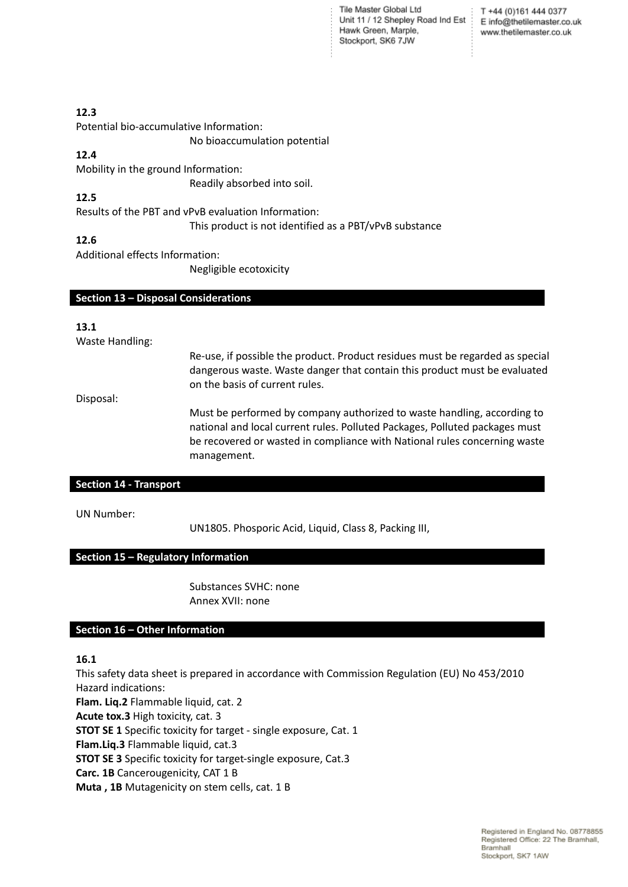**12.3**

Potential bio-accumulative Information:

No bioaccumulation potential

**12.4**

Mobility in the ground Information:

Readily absorbed into soil.

**12.5**

Results of the PBT and vPvB evaluation Information:

This product is not identified as a PBT/vPvB substance

**12.6**

Additional effects Information:

Negligible ecotoxicity

## Section 13 – Disposal Considerations

**13.1**

Waste Handling:

Re-use, if possible the product. Product residues must be regarded as special dangerous waste. Waste danger that contain this product must be evaluated on the basis of current rules.

Disposal:

Must be performed by company authorized to waste handling, according to national and local current rules. Polluted Packages, Polluted packages must be recovered or wasted in compliance with National rules concerning waste management.

## Section 14 - Transport

UN Number:

UN1805. Phosporic Acid, Liquid, Class 8, Packing III,

## Section 15 – Regulatory Information

Substances SVHC: none
Annex XVII: none

## Section 16 – Other Information

**16.1**

This safety data sheet is prepared in accordance with Commission Regulation (EU) No 453/2010
Hazard indications:
**Flam. Liq.2** Flammable liquid, cat. 2
**Acute tox.3** High toxicity, cat. 3
**STOT SE 1** Specific toxicity for target - single exposure, Cat. 1
**Flam.Liq.3** Flammable liquid, cat.3
**STOT SE 3** Specific toxicity for target-single exposure, Cat.3
**Carc. 1B** Cancerougenicity, CAT 1 B
**Muta , 1B** Mutagenicity on stem cells, cat. 1 B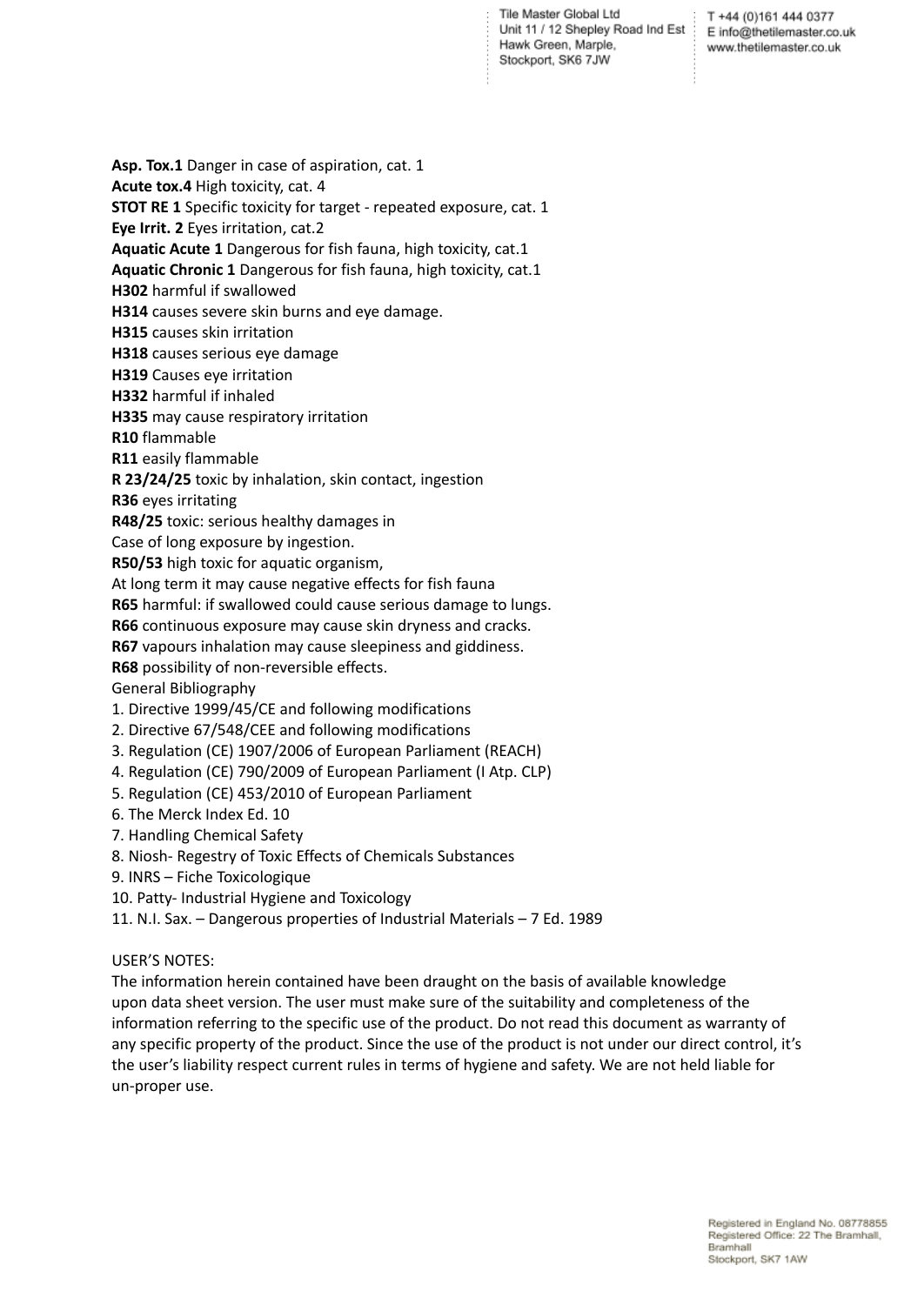**Asp. Tox.1** Danger in case of aspiration, cat. 1
**Acute tox.4** High toxicity, cat. 4
**STOT RE 1** Specific toxicity for target - repeated exposure, cat. 1
**Eye Irrit. 2** Eyes irritation, cat.2
**Aquatic Acute 1** Dangerous for fish fauna, high toxicity, cat.1
**Aquatic Chronic 1** Dangerous for fish fauna, high toxicity, cat.1
**H302** harmful if swallowed
**H314** causes severe skin burns and eye damage.
**H315** causes skin irritation
**H318** causes serious eye damage
**H319** Causes eye irritation
**H332** harmful if inhaled
**H335** may cause respiratory irritation
**R10** flammable
**R11** easily flammable
**R 23/24/25** toxic by inhalation, skin contact, ingestion
**R36** eyes irritating
**R48/25** toxic: serious healthy damages in
Case of long exposure by ingestion.
**R50/53** high toxic for aquatic organism,
At long term it may cause negative effects for fish fauna
**R65** harmful: if swallowed could cause serious damage to lungs.
**R66** continuous exposure may cause skin dryness and cracks.
**R67** vapours inhalation may cause sleepiness and giddiness.
**R68** possibility of non-reversible effects.

General Bibliography

1. Directive 1999/45/CE and following modifications
2. Directive 67/548/CEE and following modifications
3. Regulation (CE) 1907/2006 of European Parliament (REACH)
4. Regulation (CE) 790/2009 of European Parliament (I Atp. CLP)
5. Regulation (CE) 453/2010 of European Parliament
6. The Merck Index Ed. 10
7. Handling Chemical Safety
8. Niosh- Regestry of Toxic Effects of Chemicals Substances
9. INRS – Fiche Toxicologique
10. Patty- Industrial Hygiene and Toxicology
11. N.I. Sax. – Dangerous properties of Industrial Materials – 7 Ed. 1989

USER'S NOTES:

The information herein contained have been draught on the basis of available knowledge upon data sheet version. The user must make sure of the suitability and completeness of the information referring to the specific use of the product. Do not read this document as warranty of any specific property of the product. Since the use of the product is not under our direct control, it's the user's liability respect current rules in terms of hygiene and safety. We are not held liable for un-proper use.